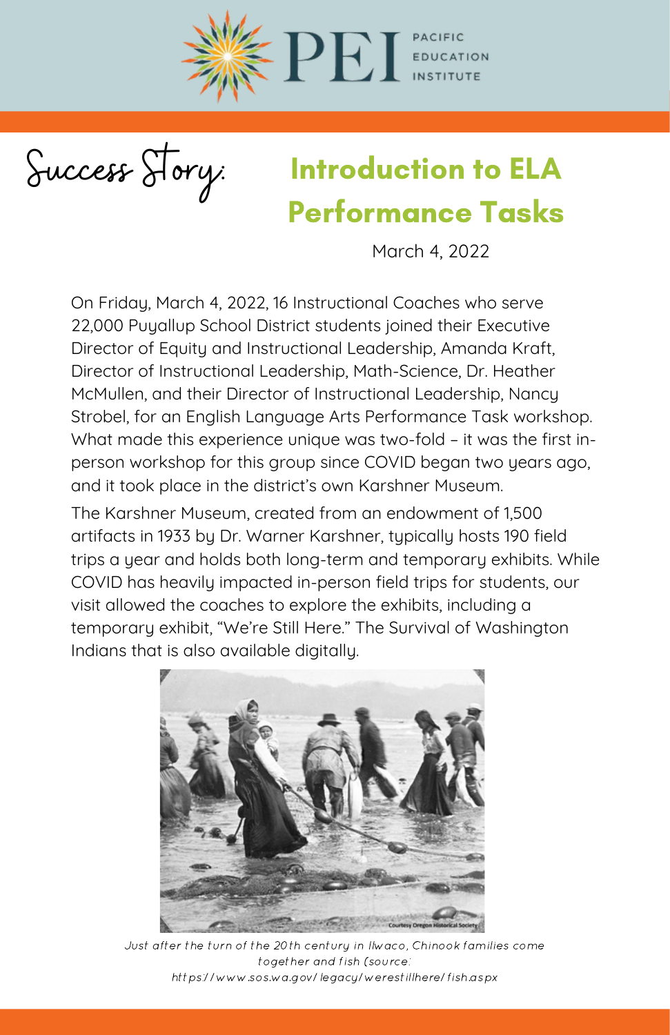PACIFIC EDUCATION INSTITUTE

# Success Story: Introduction to ELA Performance Tasks

March 4, 2022

On Friday, March 4, 2022, 16 Instructional Coaches who serve 22,000 Puyallup School District students joined their Executive Director of Equity and Instructional Leadership, Amanda Kraft, Director of Instructional Leadership, Math-Science, Dr. Heather McMullen, and their Director of Instructional Leadership, Nancy Strobel, for an English Language Arts Performance Task workshop. What made this experience unique was two-fold – it was the first in-person workshop for this group since COVID began two years ago, and it took place in the district's own Karshner Museum.

The Karshner Museum, created from an endowment of 1,500 artifacts in 1933 by Dr. Warner Karshner, typically hosts 190 field trips a year and holds both long-term and temporary exhibits. While COVID has heavily impacted in-person field trips for students, our visit allowed the coaches to explore the exhibits, including a temporary exhibit, "We're Still Here." The Survival of Washington Indians that is also available digitally.

*Just after the turn of the 20th century in Ilwaco, Chinook families come together and fish (source: https://www.sos.wa.gov/legacy/werestillhere/fish.aspx*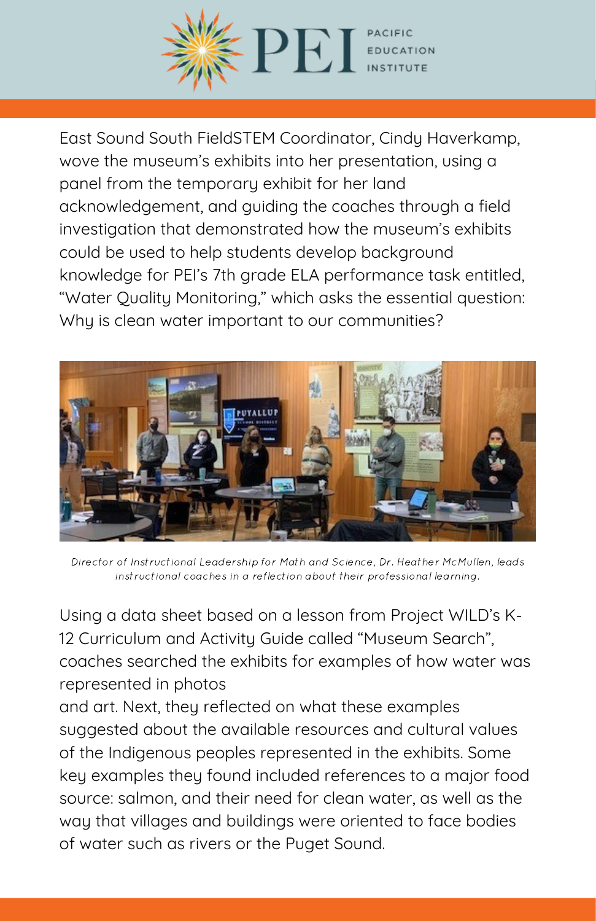East Sound South FieldSTEM Coordinator, Cindy Haverkamp, wove the museum's exhibits into her presentation, using a panel from the temporary exhibit for her land acknowledgement, and guiding the coaches through a field investigation that demonstrated how the museum's exhibits could be used to help students develop background knowledge for PEI's 7th grade ELA performance task entitled, "Water Quality Monitoring," which asks the essential question: Why is clean water important to our communities?

*Director of Instructional Leadership for Math and Science, Dr. Heather McMullen, leads instructional coaches in a reflection about their professional learning.*

Using a data sheet based on a lesson from Project WILD's K-12 Curriculum and Activity Guide called "Museum Search", coaches searched the exhibits for examples of how water was represented in photos and art. Next, they reflected on what these examples suggested about the available resources and cultural values of the Indigenous peoples represented in the exhibits. Some key examples they found included references to a major food source: salmon, and their need for clean water, as well as the way that villages and buildings were oriented to face bodies of water such as rivers or the Puget Sound.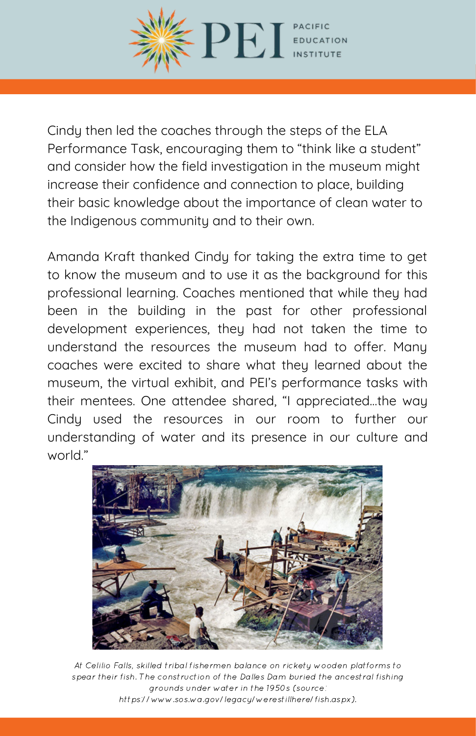Cindy then led the coaches through the steps of the ELA Performance Task, encouraging them to "think like a student" and consider how the field investigation in the museum might increase their confidence and connection to place, building their basic knowledge about the importance of clean water to the Indigenous community and to their own.

Amanda Kraft thanked Cindy for taking the extra time to get to know the museum and to use it as the background for this professional learning. Coaches mentioned that while they had been in the building in the past for other professional development experiences, they had not taken the time to understand the resources the museum had to offer. Many coaches were excited to share what they learned about the museum, the virtual exhibit, and PEI's performance tasks with their mentees. One attendee shared, "I appreciated...the way Cindy used the resources in our room to further our understanding of water and its presence in our culture and world."

*At Celilio Falls, skilled tribal fishermen balance on rickety wooden platforms to spear their fish. The construction of the Dalles Dam buried the ancestral fishing grounds under water in the 1950s (source: https://www.sos.wa.gov/legacy/werestillhere/fish.aspx).*